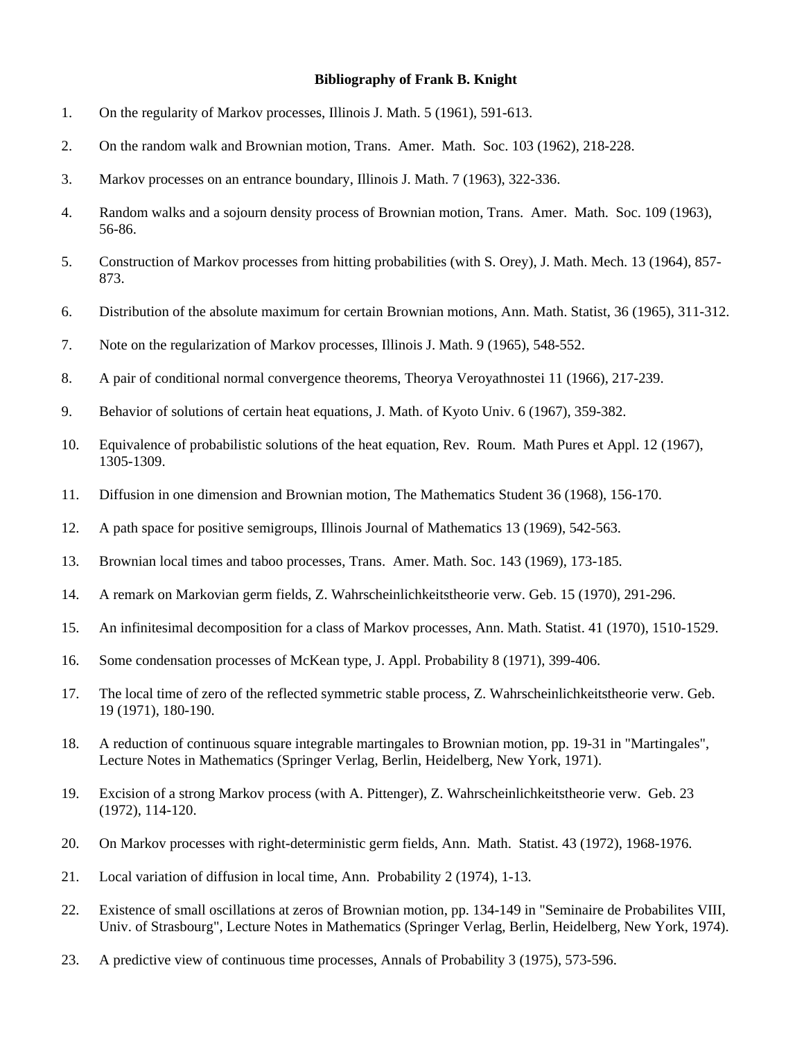**Bibliography of Frank B. Knight**

1. On the regularity of Markov processes, Illinois J. Math. 5 (1961), 591-613.

2. On the random walk and Brownian motion, Trans. Amer. Math. Soc. 103 (1962), 218-228.

3. Markov processes on an entrance boundary, Illinois J. Math. 7 (1963), 322-336.

4. Random walks and a sojourn density process of Brownian motion, Trans. Amer. Math. Soc. 109 (1963), 56-86.

5. Construction of Markov processes from hitting probabilities (with S. Orey), J. Math. Mech. 13 (1964), 857-873.

6. Distribution of the absolute maximum for certain Brownian motions, Ann. Math. Statist, 36 (1965), 311-312.

7. Note on the regularization of Markov processes, Illinois J. Math. 9 (1965), 548-552.

8. A pair of conditional normal convergence theorems, Theorya Veroyathnostei 11 (1966), 217-239.

9. Behavior of solutions of certain heat equations, J. Math. of Kyoto Univ. 6 (1967), 359-382.

10. Equivalence of probabilistic solutions of the heat equation, Rev. Roum. Math Pures et Appl. 12 (1967), 1305-1309.

11. Diffusion in one dimension and Brownian motion, The Mathematics Student 36 (1968), 156-170.

12. A path space for positive semigroups, Illinois Journal of Mathematics 13 (1969), 542-563.

13. Brownian local times and taboo processes, Trans. Amer. Math. Soc. 143 (1969), 173-185.

14. A remark on Markovian germ fields, Z. Wahrscheinlichkeitstheorie verw. Geb. 15 (1970), 291-296.

15. An infinitesimal decomposition for a class of Markov processes, Ann. Math. Statist. 41 (1970), 1510-1529.

16. Some condensation processes of McKean type, J. Appl. Probability 8 (1971), 399-406.

17. The local time of zero of the reflected symmetric stable process, Z. Wahrscheinlichkeitstheorie verw. Geb. 19 (1971), 180-190.

18. A reduction of continuous square integrable martingales to Brownian motion, pp. 19-31 in "Martingales", Lecture Notes in Mathematics (Springer Verlag, Berlin, Heidelberg, New York, 1971).

19. Excision of a strong Markov process (with A. Pittenger), Z. Wahrscheinlichkeitstheorie verw. Geb. 23 (1972), 114-120.

20. On Markov processes with right-deterministic germ fields, Ann. Math. Statist. 43 (1972), 1968-1976.

21. Local variation of diffusion in local time, Ann. Probability 2 (1974), 1-13.

22. Existence of small oscillations at zeros of Brownian motion, pp. 134-149 in "Seminaire de Probabilites VIII, Univ. of Strasbourg", Lecture Notes in Mathematics (Springer Verlag, Berlin, Heidelberg, New York, 1974).

23. A predictive view of continuous time processes, Annals of Probability 3 (1975), 573-596.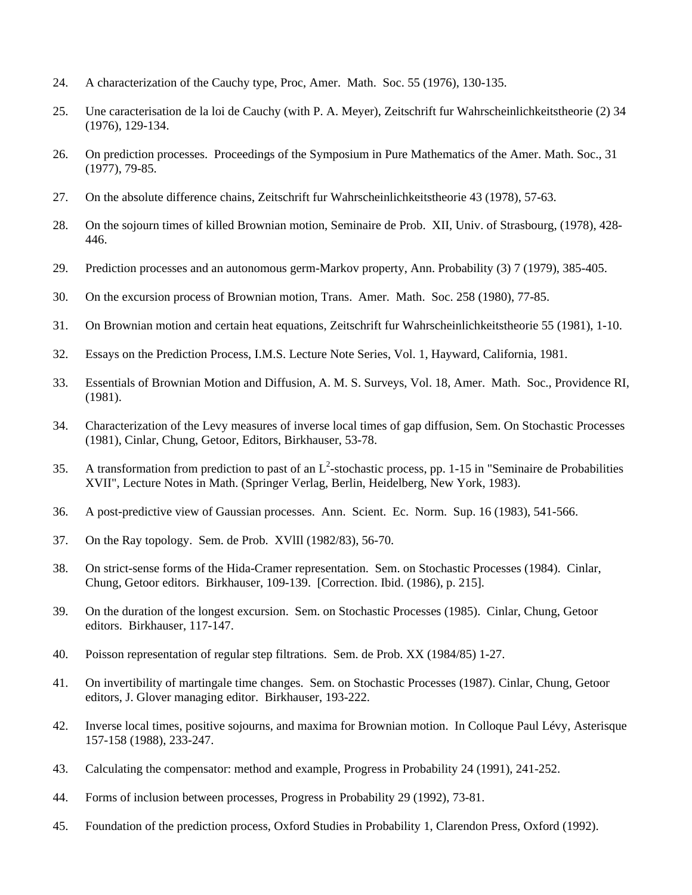24. A characterization of the Cauchy type, Proc, Amer. Math. Soc. 55 (1976), 130-135.

25. Une caracterisation de la loi de Cauchy (with P. A. Meyer), Zeitschrift fur Wahrscheinlichkeitstheorie (2) 34 (1976), 129-134.

26. On prediction processes. Proceedings of the Symposium in Pure Mathematics of the Amer. Math. Soc., 31 (1977), 79-85.

27. On the absolute difference chains, Zeitschrift fur Wahrscheinlichkeitstheorie 43 (1978), 57-63.

28. On the sojourn times of killed Brownian motion, Seminaire de Prob. XII, Univ. of Strasbourg, (1978), 428-446.

29. Prediction processes and an autonomous germ-Markov property, Ann. Probability (3) 7 (1979), 385-405.

30. On the excursion process of Brownian motion, Trans. Amer. Math. Soc. 258 (1980), 77-85.

31. On Brownian motion and certain heat equations, Zeitschrift fur Wahrscheinlichkeitstheorie 55 (1981), 1-10.

32. Essays on the Prediction Process, I.M.S. Lecture Note Series, Vol. 1, Hayward, California, 1981.

33. Essentials of Brownian Motion and Diffusion, A. M. S. Surveys, Vol. 18, Amer. Math. Soc., Providence RI, (1981).

34. Characterization of the Levy measures of inverse local times of gap diffusion, Sem. On Stochastic Processes (1981), Cinlar, Chung, Getoor, Editors, Birkhauser, 53-78.

35. A transformation from prediction to past of an $L^2$-stochastic process, pp. 1-15 in "Seminaire de Probabilities XVII", Lecture Notes in Math. (Springer Verlag, Berlin, Heidelberg, New York, 1983).

36. A post-predictive view of Gaussian processes. Ann. Scient. Ec. Norm. Sup. 16 (1983), 541-566.

37. On the Ray topology. Sem. de Prob. XVIII (1982/83), 56-70.

38. On strict-sense forms of the Hida-Cramer representation. Sem. on Stochastic Processes (1984). Cinlar, Chung, Getoor editors. Birkhauser, 109-139. [Correction. Ibid. (1986), p. 215].

39. On the duration of the longest excursion. Sem. on Stochastic Processes (1985). Cinlar, Chung, Getoor editors. Birkhauser, 117-147.

40. Poisson representation of regular step filtrations. Sem. de Prob. XX (1984/85) 1-27.

41. On invertibility of martingale time changes. Sem. on Stochastic Processes (1987). Cinlar, Chung, Getoor editors, J. Glover managing editor. Birkhauser, 193-222.

42. Inverse local times, positive sojourns, and maxima for Brownian motion. In Colloque Paul Lévy, Asterisque 157-158 (1988), 233-247.

43. Calculating the compensator: method and example, Progress in Probability 24 (1991), 241-252.

44. Forms of inclusion between processes, Progress in Probability 29 (1992), 73-81.

45. Foundation of the prediction process, Oxford Studies in Probability 1, Clarendon Press, Oxford (1992).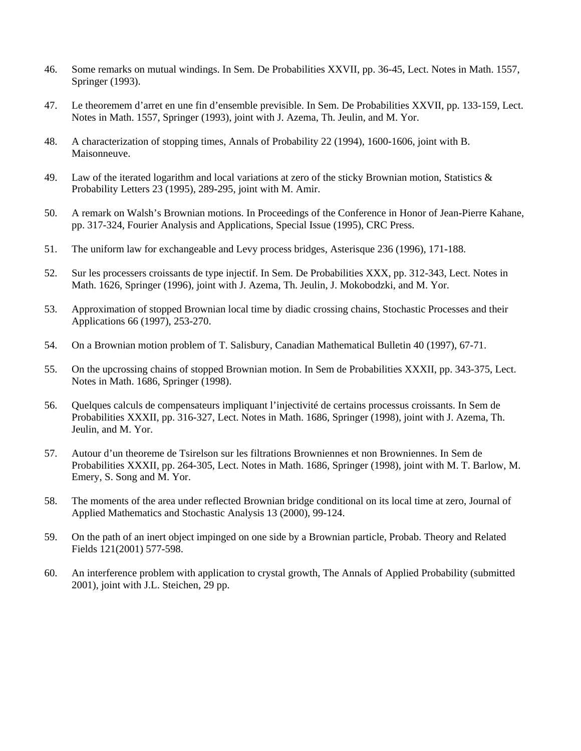46. Some remarks on mutual windings. In Sem. De Probabilities XXVII, pp. 36-45, Lect. Notes in Math. 1557, Springer (1993).

47. Le theoremem d'arret en une fin d'ensemble previsible. In Sem. De Probabilities XXVII, pp. 133-159, Lect. Notes in Math. 1557, Springer (1993), joint with J. Azema, Th. Jeulin, and M. Yor.

48. A characterization of stopping times, Annals of Probability 22 (1994), 1600-1606, joint with B. Maisonneuve.

49. Law of the iterated logarithm and local variations at zero of the sticky Brownian motion, Statistics & Probability Letters 23 (1995), 289-295, joint with M. Amir.

50. A remark on Walsh's Brownian motions. In Proceedings of the Conference in Honor of Jean-Pierre Kahane, pp. 317-324, Fourier Analysis and Applications, Special Issue (1995), CRC Press.

51. The uniform law for exchangeable and Levy process bridges, Asterisque 236 (1996), 171-188.

52. Sur les processers croissants de type injectif. In Sem. De Probabilities XXX, pp. 312-343, Lect. Notes in Math. 1626, Springer (1996), joint with J. Azema, Th. Jeulin, J. Mokobodzki, and M. Yor.

53. Approximation of stopped Brownian local time by diadic crossing chains, Stochastic Processes and their Applications 66 (1997), 253-270.

54. On a Brownian motion problem of T. Salisbury, Canadian Mathematical Bulletin 40 (1997), 67-71.

55. On the upcrossing chains of stopped Brownian motion. In Sem de Probabilities XXXII, pp. 343-375, Lect. Notes in Math. 1686, Springer (1998).

56. Quelques calculs de compensateurs impliquant l'injectivité de certains processus croissants. In Sem de Probabilities XXXII, pp. 316-327, Lect. Notes in Math. 1686, Springer (1998), joint with J. Azema, Th. Jeulin, and M. Yor.

57. Autour d'un theoreme de Tsirelson sur les filtrations Browniennes et non Browniennes. In Sem de Probabilities XXXII, pp. 264-305, Lect. Notes in Math. 1686, Springer (1998), joint with M. T. Barlow, M. Emery, S. Song and M. Yor.

58. The moments of the area under reflected Brownian bridge conditional on its local time at zero, Journal of Applied Mathematics and Stochastic Analysis 13 (2000), 99-124.

59. On the path of an inert object impinged on one side by a Brownian particle, Probab. Theory and Related Fields 121(2001) 577-598.

60. An interference problem with application to crystal growth, The Annals of Applied Probability (submitted 2001), joint with J.L. Steichen, 29 pp.